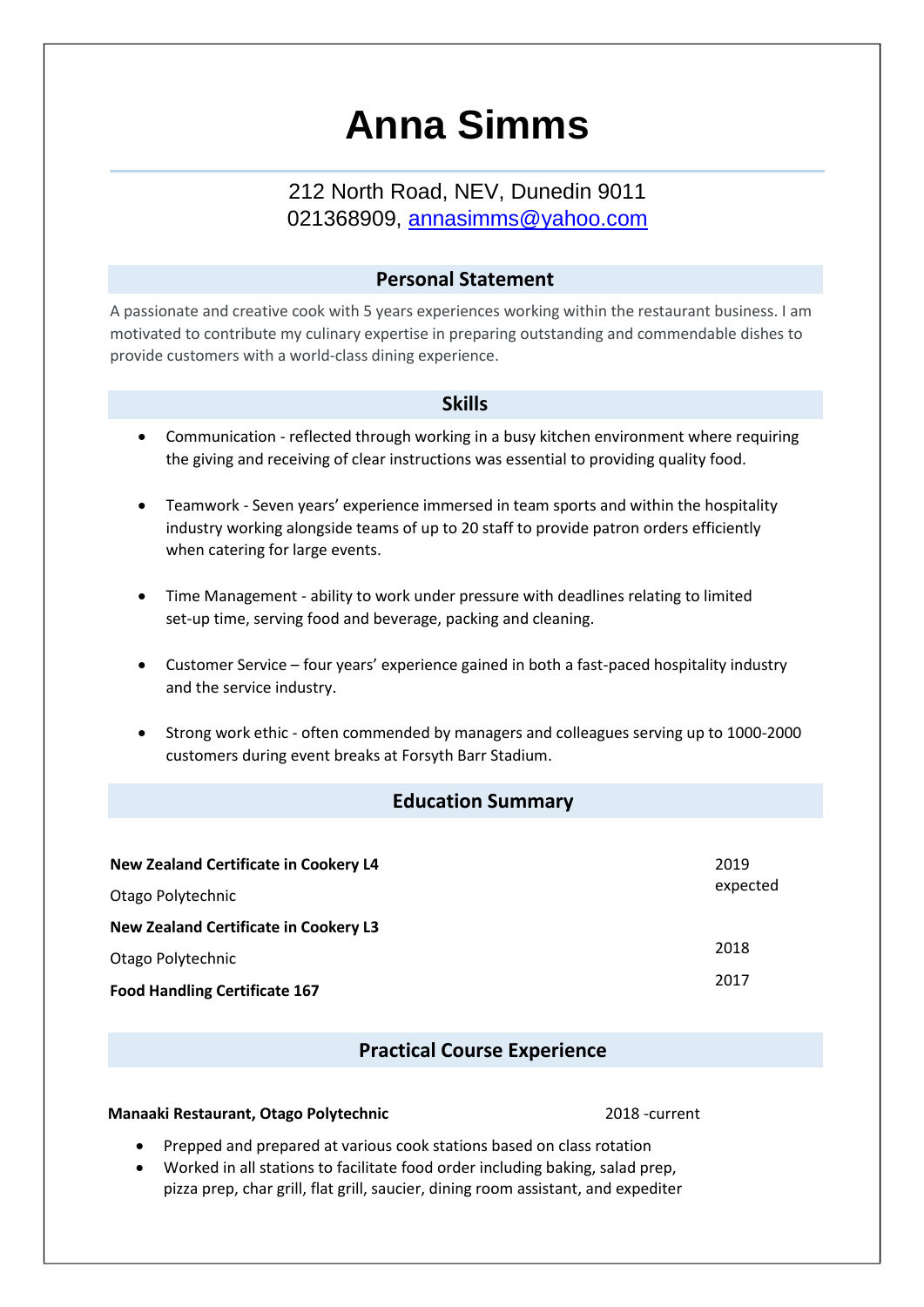# Anna Simms

212 North Road, NEV, Dunedin 9011
021368909, [annasimms@yahoo.com](mailto:annasimms@yahoo.com)

## Personal Statement

A passionate and creative cook with 5 years experiences working within the restaurant business. I am motivated to contribute my culinary expertise in preparing outstanding and commendable dishes to provide customers with a world-class dining experience.

## Skills

- Communication - reflected through working in a busy kitchen environment where requiring the giving and receiving of clear instructions was essential to providing quality food.
- Teamwork - Seven years' experience immersed in team sports and within the hospitality industry working alongside teams of up to 20 staff to provide patron orders efficiently when catering for large events.
- Time Management - ability to work under pressure with deadlines relating to limited set-up time, serving food and beverage, packing and cleaning.
- Customer Service – four years' experience gained in both a fast-paced hospitality industry and the service industry.
- Strong work ethic - often commended by managers and colleagues serving up to 1000-2000 customers during event breaks at Forsyth Barr Stadium.

## Education Summary

**New Zealand Certificate in Cookery L4** — 2019 expected
Otago Polytechnic

**New Zealand Certificate in Cookery L3** — 2018
Otago Polytechnic

**Food Handling Certificate 167** — 2017

## Practical Course Experience

**Manaaki Restaurant, Otago Polytechnic** — 2018 -current

- Prepped and prepared at various cook stations based on class rotation
- Worked in all stations to facilitate food order including baking, salad prep, pizza prep, char grill, flat grill, saucier, dining room assistant, and expediter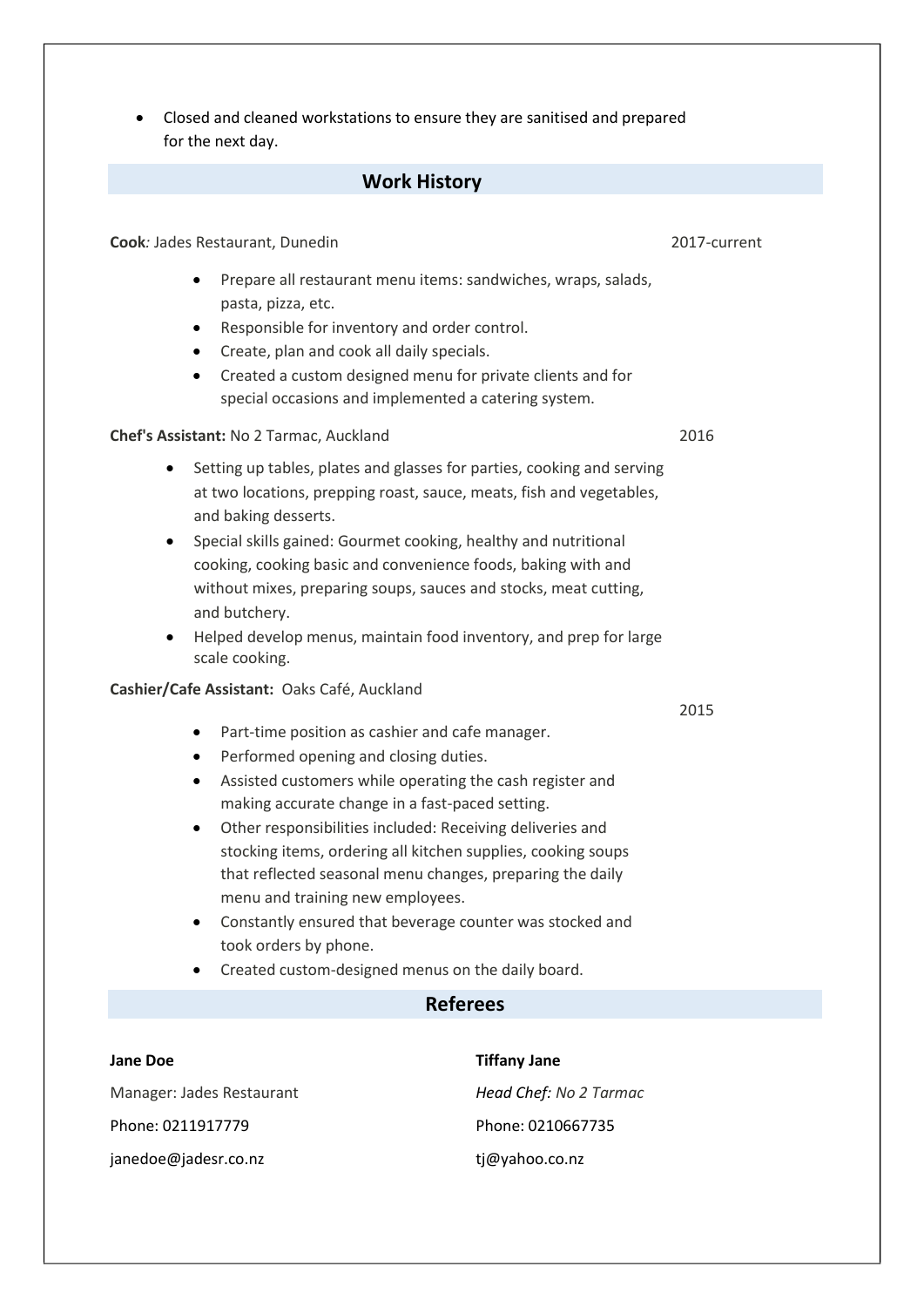- Closed and cleaned workstations to ensure they are sanitised and prepared for the next day.

## Work History

**Cook***:* Jades Restaurant, Dunedin 2017-current

- Prepare all restaurant menu items: sandwiches, wraps, salads, pasta, pizza, etc.
- Responsible for inventory and order control.
- Create, plan and cook all daily specials.
- Created a custom designed menu for private clients and for special occasions and implemented a catering system.

**Chef's Assistant:** No 2 Tarmac, Auckland 2016

- Setting up tables, plates and glasses for parties, cooking and serving at two locations, prepping roast, sauce, meats, fish and vegetables, and baking desserts.
- Special skills gained: Gourmet cooking, healthy and nutritional cooking, cooking basic and convenience foods, baking with and without mixes, preparing soups, sauces and stocks, meat cutting, and butchery.
- Helped develop menus, maintain food inventory, and prep for large scale cooking.

**Cashier/Cafe Assistant:** Oaks Café, Auckland 2015

- Part-time position as cashier and cafe manager.
- Performed opening and closing duties.
- Assisted customers while operating the cash register and making accurate change in a fast-paced setting.
- Other responsibilities included: Receiving deliveries and stocking items, ordering all kitchen supplies, cooking soups that reflected seasonal menu changes, preparing the daily menu and training new employees.
- Constantly ensured that beverage counter was stocked and took orders by phone.
- Created custom-designed menus on the daily board.

## Referees

**Jane Doe**

Manager: Jades Restaurant

Phone: 0211917779

janedoe@jadesr.co.nz

**Tiffany Jane**

*Head Chef:* No 2 Tarmac

Phone: 0210667735

tj@yahoo.co.nz